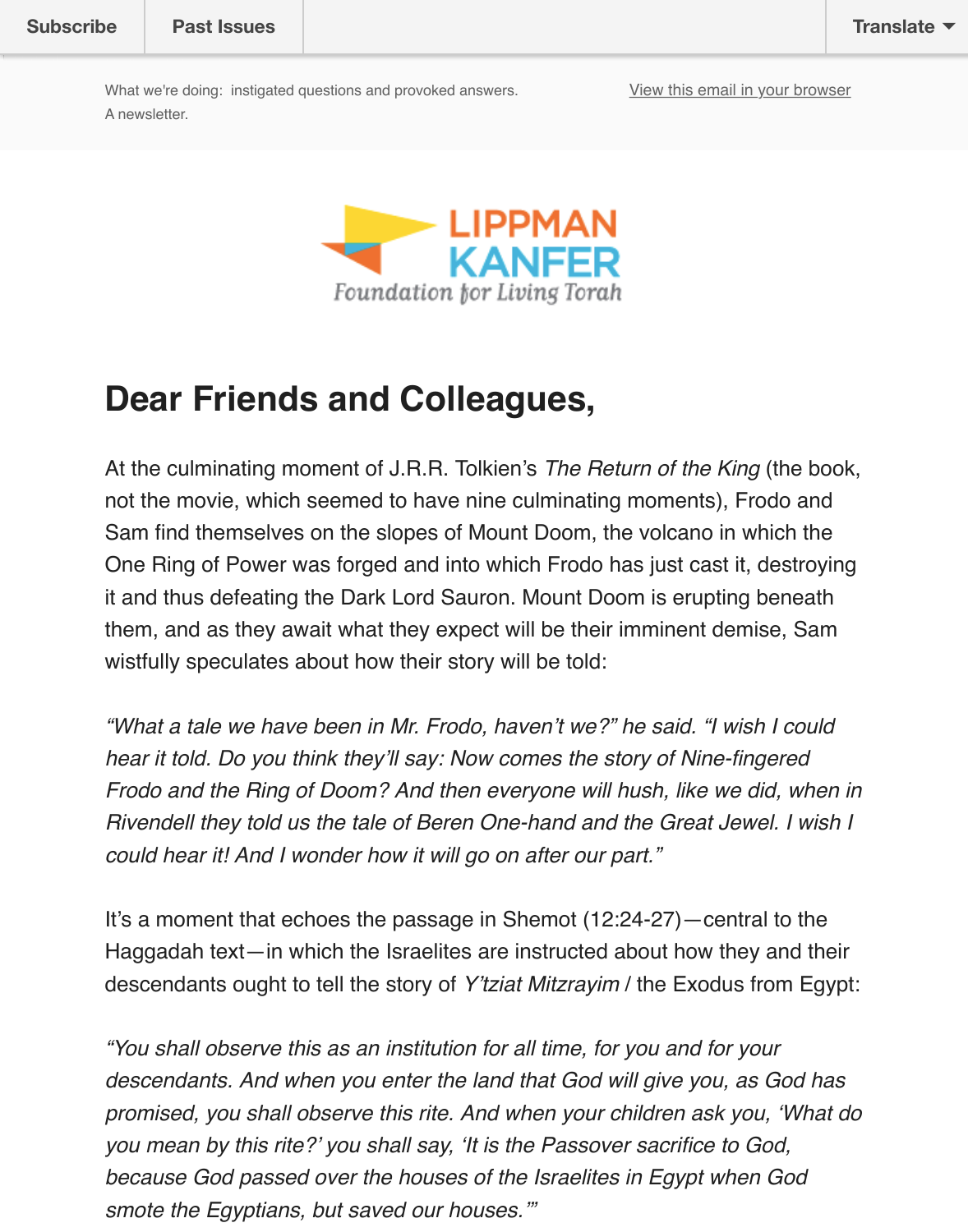Subscribe | Past Issues | Translate

What we're doing: instigated questions and provoked answers.
A newsletter.

View this email in your browser

LIPPMAN KANFER
Foundation for Living Torah

# Dear Friends and Colleagues,

At the culminating moment of J.R.R. Tolkien's *The Return of the King* (the book, not the movie, which seemed to have nine culminating moments), Frodo and Sam find themselves on the slopes of Mount Doom, the volcano in which the One Ring of Power was forged and into which Frodo has just cast it, destroying it and thus defeating the Dark Lord Sauron. Mount Doom is erupting beneath them, and as they await what they expect will be their imminent demise, Sam wistfully speculates about how their story will be told:

*"What a tale we have been in Mr. Frodo, haven't we?" he said. "I wish I could hear it told. Do you think they'll say: Now comes the story of Nine-fingered Frodo and the Ring of Doom? And then everyone will hush, like we did, when in Rivendell they told us the tale of Beren One-hand and the Great Jewel. I wish I could hear it! And I wonder how it will go on after our part."*

It's a moment that echoes the passage in Shemot (12:24-27)—central to the Haggadah text—in which the Israelites are instructed about how they and their descendants ought to tell the story of *Y'tziat Mitzrayim* / the Exodus from Egypt:

*"You shall observe this as an institution for all time, for you and for your descendants. And when you enter the land that God will give you, as God has promised, you shall observe this rite. And when your children ask you, 'What do you mean by this rite?' you shall say, 'It is the Passover sacrifice to God, because God passed over the houses of the Israelites in Egypt when God smote the Egyptians, but saved our houses.'"*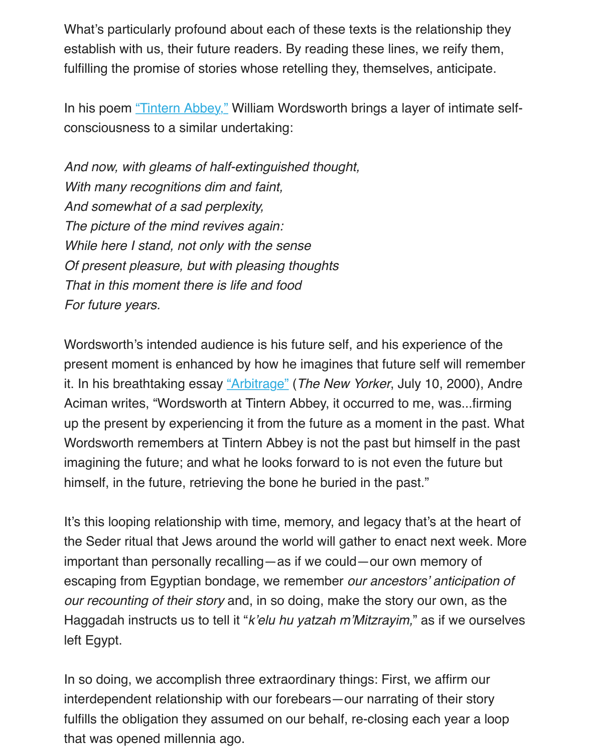What's particularly profound about each of these texts is the relationship they establish with us, their future readers. By reading these lines, we reify them, fulfilling the promise of stories whose retelling they, themselves, anticipate.

In his poem [“Tintern Abbey,”](#) William Wordsworth brings a layer of intimate self-consciousness to a similar undertaking:

*And now, with gleams of half-extinguished thought,*  
*With many recognitions dim and faint,*  
*And somewhat of a sad perplexity,*  
*The picture of the mind revives again:*  
*While here I stand, not only with the sense*  
*Of present pleasure, but with pleasing thoughts*  
*That in this moment there is life and food*  
*For future years.*

Wordsworth's intended audience is his future self, and his experience of the present moment is enhanced by how he imagines that future self will remember it. In his breathtaking essay [“Arbitrage”](#) (*The New Yorker*, July 10, 2000), Andre Aciman writes, “Wordsworth at Tintern Abbey, it occurred to me, was...firming up the present by experiencing it from the future as a moment in the past. What Wordsworth remembers at Tintern Abbey is not the past but himself in the past imagining the future; and what he looks forward to is not even the future but himself, in the future, retrieving the bone he buried in the past.”

It's this looping relationship with time, memory, and legacy that's at the heart of the Seder ritual that Jews around the world will gather to enact next week. More important than personally recalling—as if we could—our own memory of escaping from Egyptian bondage, we remember *our ancestors' anticipation of our recounting of their story* and, in so doing, make the story our own, as the Haggadah instructs us to tell it “*k'elu hu yatzah m'Mitzrayim,*” as if we ourselves left Egypt.

In so doing, we accomplish three extraordinary things: First, we affirm our interdependent relationship with our forebears—our narrating of their story fulfills the obligation they assumed on our behalf, re-closing each year a loop that was opened millennia ago.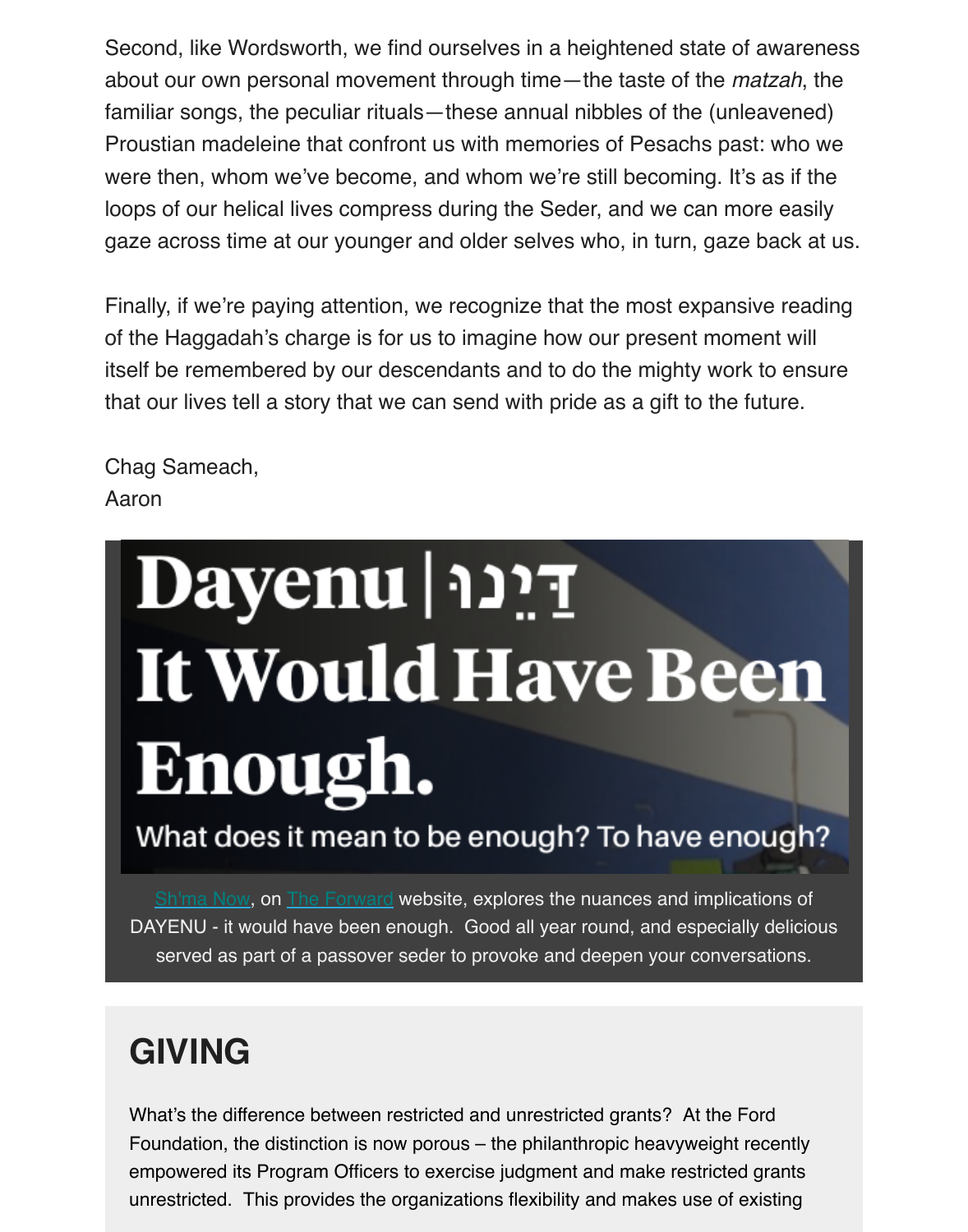Second, like Wordsworth, we find ourselves in a heightened state of awareness about our own personal movement through time—the taste of the *matzah*, the familiar songs, the peculiar rituals—these annual nibbles of the (unleavened) Proustian madeleine that confront us with memories of Pesachs past: who we were then, whom we've become, and whom we're still becoming. It's as if the loops of our helical lives compress during the Seder, and we can more easily gaze across time at our younger and older selves who, in turn, gaze back at us.

Finally, if we're paying attention, we recognize that the most expansive reading of the Haggadah's charge is for us to imagine how our present moment will itself be remembered by our descendants and to do the mighty work to ensure that our lives tell a story that we can send with pride as a gift to the future.

Chag Sameach,
Aaron

# Dayenu | דַּיֵּנוּ
# It Would Have Been Enough.

What does it mean to be enough? To have enough?

Sh'ma Now, on The Forward website, explores the nuances and implications of DAYENU - it would have been enough. Good all year round, and especially delicious served as part of a passover seder to provoke and deepen your conversations.

## GIVING

What's the difference between restricted and unrestricted grants? At the Ford Foundation, the distinction is now porous – the philanthropic heavyweight recently empowered its Program Officers to exercise judgment and make restricted grants unrestricted. This provides the organizations flexibility and makes use of existing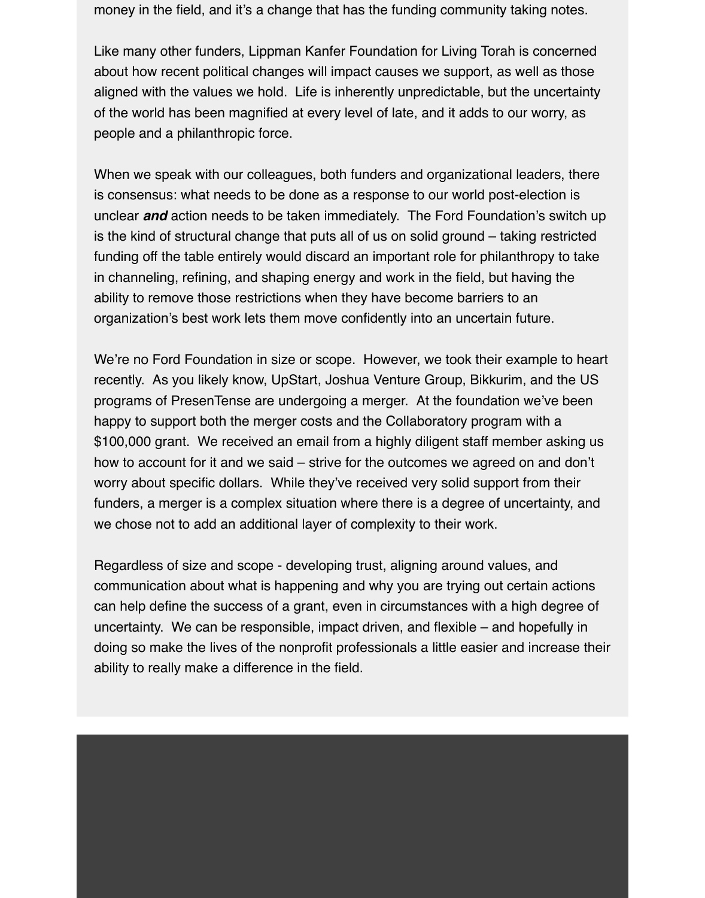money in the field, and it's a change that has the funding community taking notes.

Like many other funders, Lippman Kanfer Foundation for Living Torah is concerned about how recent political changes will impact causes we support, as well as those aligned with the values we hold.  Life is inherently unpredictable, but the uncertainty of the world has been magnified at every level of late, and it adds to our worry, as people and a philanthropic force.

When we speak with our colleagues, both funders and organizational leaders, there is consensus: what needs to be done as a response to our world post-election is unclear ***and*** action needs to be taken immediately.  The Ford Foundation's switch up is the kind of structural change that puts all of us on solid ground – taking restricted funding off the table entirely would discard an important role for philanthropy to take in channeling, refining, and shaping energy and work in the field, but having the ability to remove those restrictions when they have become barriers to an organization's best work lets them move confidently into an uncertain future.

We're no Ford Foundation in size or scope.  However, we took their example to heart recently.  As you likely know, UpStart, Joshua Venture Group, Bikkurim, and the US programs of PresenTense are undergoing a merger.  At the foundation we've been happy to support both the merger costs and the Collaboratory program with a $100,000 grant.  We received an email from a highly diligent staff member asking us how to account for it and we said – strive for the outcomes we agreed on and don't worry about specific dollars.  While they've received very solid support from their funders, a merger is a complex situation where there is a degree of uncertainty, and we chose not to add an additional layer of complexity to their work.

Regardless of size and scope - developing trust, aligning around values, and communication about what is happening and why you are trying out certain actions can help define the success of a grant, even in circumstances with a high degree of uncertainty.  We can be responsible, impact driven, and flexible – and hopefully in doing so make the lives of the nonprofit professionals a little easier and increase their ability to really make a difference in the field.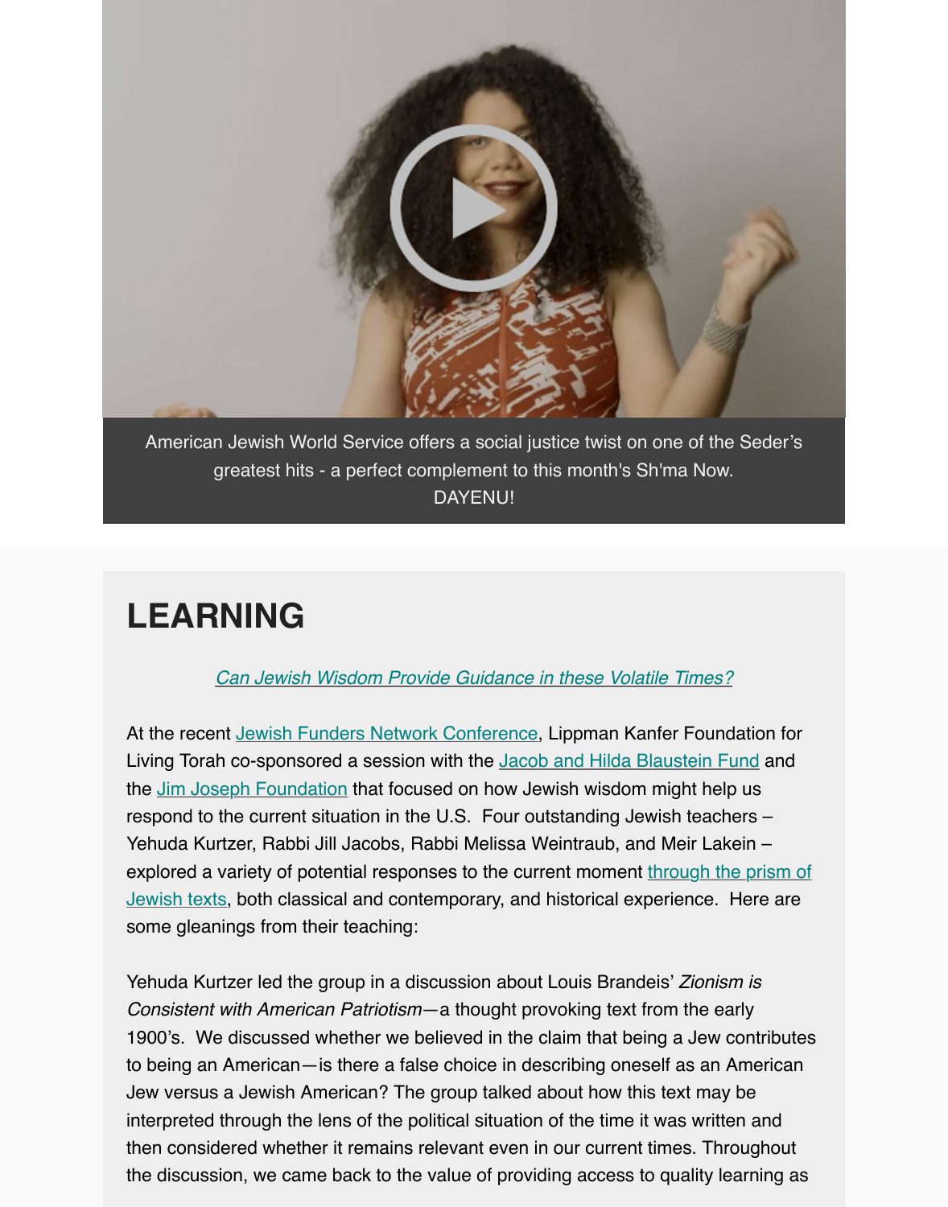American Jewish World Service offers a social justice twist on one of the Seder's greatest hits - a perfect complement to this month's Sh'ma Now.
DAYENU!

# LEARNING

*Can Jewish Wisdom Provide Guidance in these Volatile Times?*

At the recent Jewish Funders Network Conference, Lippman Kanfer Foundation for Living Torah co-sponsored a session with the Jacob and Hilda Blaustein Fund and the Jim Joseph Foundation that focused on how Jewish wisdom might help us respond to the current situation in the U.S. Four outstanding Jewish teachers – Yehuda Kurtzer, Rabbi Jill Jacobs, Rabbi Melissa Weintraub, and Meir Lakein – explored a variety of potential responses to the current moment through the prism of Jewish texts, both classical and contemporary, and historical experience. Here are some gleanings from their teaching:

Yehuda Kurtzer led the group in a discussion about Louis Brandeis' *Zionism is Consistent with American Patriotism*—a thought provoking text from the early 1900's. We discussed whether we believed in the claim that being a Jew contributes to being an American—is there a false choice in describing oneself as an American Jew versus a Jewish American? The group talked about how this text may be interpreted through the lens of the political situation of the time it was written and then considered whether it remains relevant even in our current times. Throughout the discussion, we came back to the value of providing access to quality learning as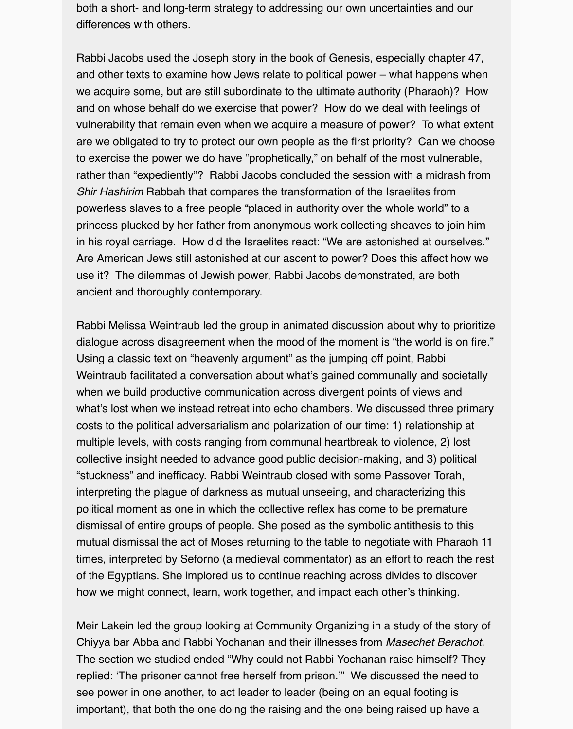both a short- and long-term strategy to addressing our own uncertainties and our differences with others.

Rabbi Jacobs used the Joseph story in the book of Genesis, especially chapter 47, and other texts to examine how Jews relate to political power – what happens when we acquire some, but are still subordinate to the ultimate authority (Pharaoh)? How and on whose behalf do we exercise that power? How do we deal with feelings of vulnerability that remain even when we acquire a measure of power? To what extent are we obligated to try to protect our own people as the first priority? Can we choose to exercise the power we do have "prophetically," on behalf of the most vulnerable, rather than "expediently"? Rabbi Jacobs concluded the session with a midrash from *Shir Hashirim* Rabbah that compares the transformation of the Israelites from powerless slaves to a free people "placed in authority over the whole world" to a princess plucked by her father from anonymous work collecting sheaves to join him in his royal carriage. How did the Israelites react: "We are astonished at ourselves." Are American Jews still astonished at our ascent to power? Does this affect how we use it? The dilemmas of Jewish power, Rabbi Jacobs demonstrated, are both ancient and thoroughly contemporary.

Rabbi Melissa Weintraub led the group in animated discussion about why to prioritize dialogue across disagreement when the mood of the moment is "the world is on fire." Using a classic text on "heavenly argument" as the jumping off point, Rabbi Weintraub facilitated a conversation about what's gained communally and societally when we build productive communication across divergent points of views and what's lost when we instead retreat into echo chambers. We discussed three primary costs to the political adversarialism and polarization of our time: 1) relationship at multiple levels, with costs ranging from communal heartbreak to violence, 2) lost collective insight needed to advance good public decision-making, and 3) political "stuckness" and inefficacy. Rabbi Weintraub closed with some Passover Torah, interpreting the plague of darkness as mutual unseeing, and characterizing this political moment as one in which the collective reflex has come to be premature dismissal of entire groups of people. She posed as the symbolic antithesis to this mutual dismissal the act of Moses returning to the table to negotiate with Pharaoh 11 times, interpreted by Seforno (a medieval commentator) as an effort to reach the rest of the Egyptians. She implored us to continue reaching across divides to discover how we might connect, learn, work together, and impact each other's thinking.

Meir Lakein led the group looking at Community Organizing in a study of the story of Chiyya bar Abba and Rabbi Yochanan and their illnesses from *Masechet Berachot*. The section we studied ended "Why could not Rabbi Yochanan raise himself? They replied: 'The prisoner cannot free herself from prison.'" We discussed the need to see power in one another, to act leader to leader (being on an equal footing is important), that both the one doing the raising and the one being raised up have a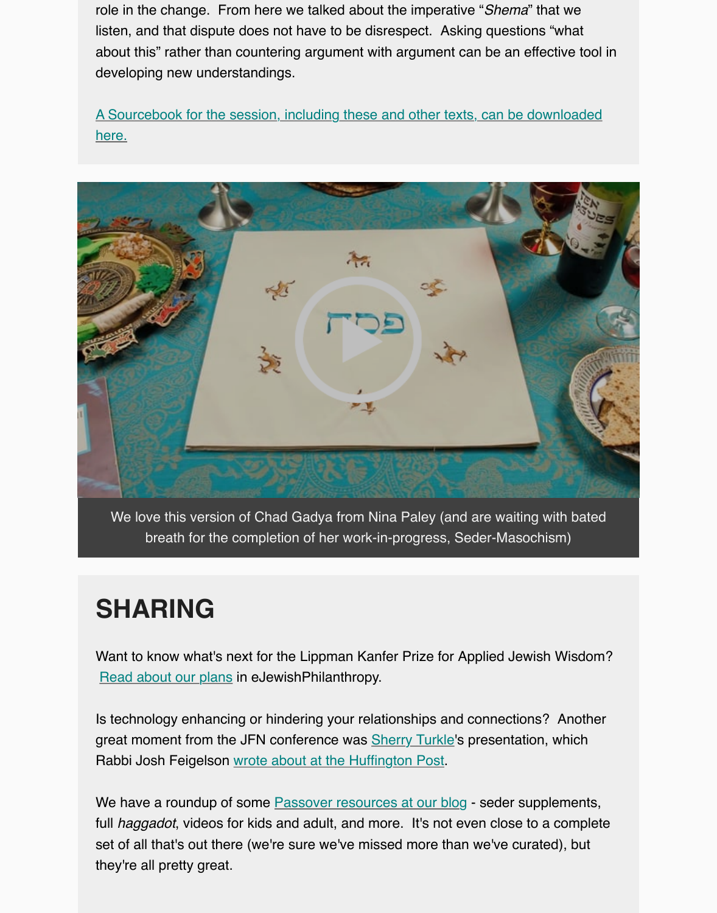role in the change. From here we talked about the imperative "*Shema*" that we listen, and that dispute does not have to be disrespect. Asking questions "what about this" rather than countering argument with argument can be an effective tool in developing new understandings.

A Sourcebook for the session, including these and other texts, can be downloaded here.

We love this version of Chad Gadya from Nina Paley (and are waiting with bated breath for the completion of her work-in-progress, Seder-Masochism)

# SHARING

Want to know what's next for the Lippman Kanfer Prize for Applied Jewish Wisdom? Read about our plans in eJewishPhilanthropy.

Is technology enhancing or hindering your relationships and connections? Another great moment from the JFN conference was Sherry Turkle's presentation, which Rabbi Josh Feigelson wrote about at the Huffington Post.

We have a roundup of some Passover resources at our blog - seder supplements, full *haggadot*, videos for kids and adult, and more. It's not even close to a complete set of all that's out there (we're sure we've missed more than we've curated), but they're all pretty great.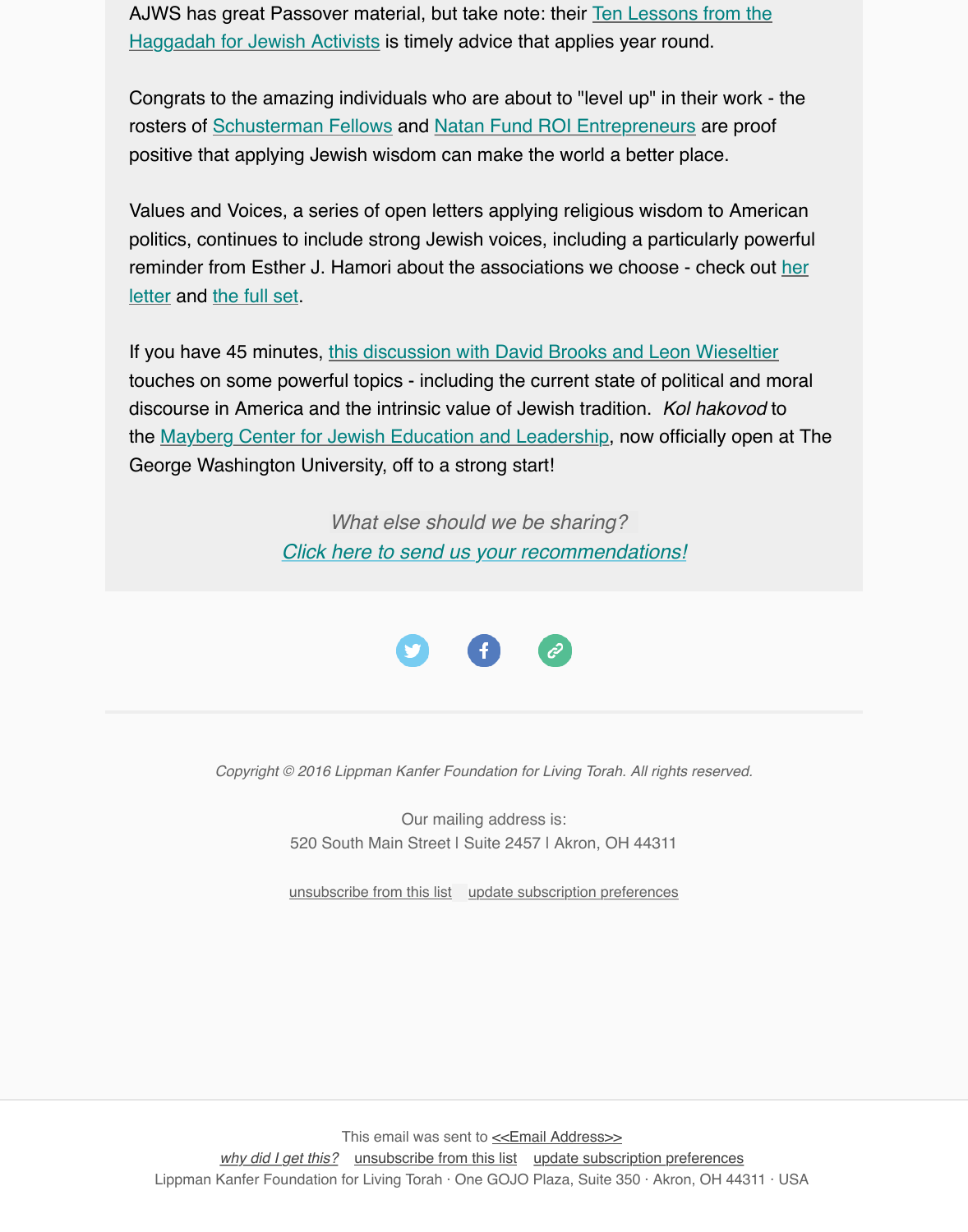AJWS has great Passover material, but take note: their Ten Lessons from the Haggadah for Jewish Activists is timely advice that applies year round.

Congrats to the amazing individuals who are about to "level up" in their work - the rosters of Schusterman Fellows and Natan Fund ROI Entrepreneurs are proof positive that applying Jewish wisdom can make the world a better place.

Values and Voices, a series of open letters applying religious wisdom to American politics, continues to include strong Jewish voices, including a particularly powerful reminder from Esther J. Hamori about the associations we choose - check out her letter and the full set.

If you have 45 minutes, this discussion with David Brooks and Leon Wieseltier touches on some powerful topics - including the current state of political and moral discourse in America and the intrinsic value of Jewish tradition. *Kol hakovod* to the Mayberg Center for Jewish Education and Leadership, now officially open at The George Washington University, off to a strong start!

*What else should we be sharing?*
*Click here to send us your recommendations!*

*Copyright © 2016 Lippman Kanfer Foundation for Living Torah. All rights reserved.*

Our mailing address is:
520 South Main Street | Suite 2457 | Akron, OH 44311

unsubscribe from this list   update subscription preferences

This email was sent to <<Email Address>>
*why did I get this?*   unsubscribe from this list   update subscription preferences
Lippman Kanfer Foundation for Living Torah · One GOJO Plaza, Suite 350 · Akron, OH 44311 · USA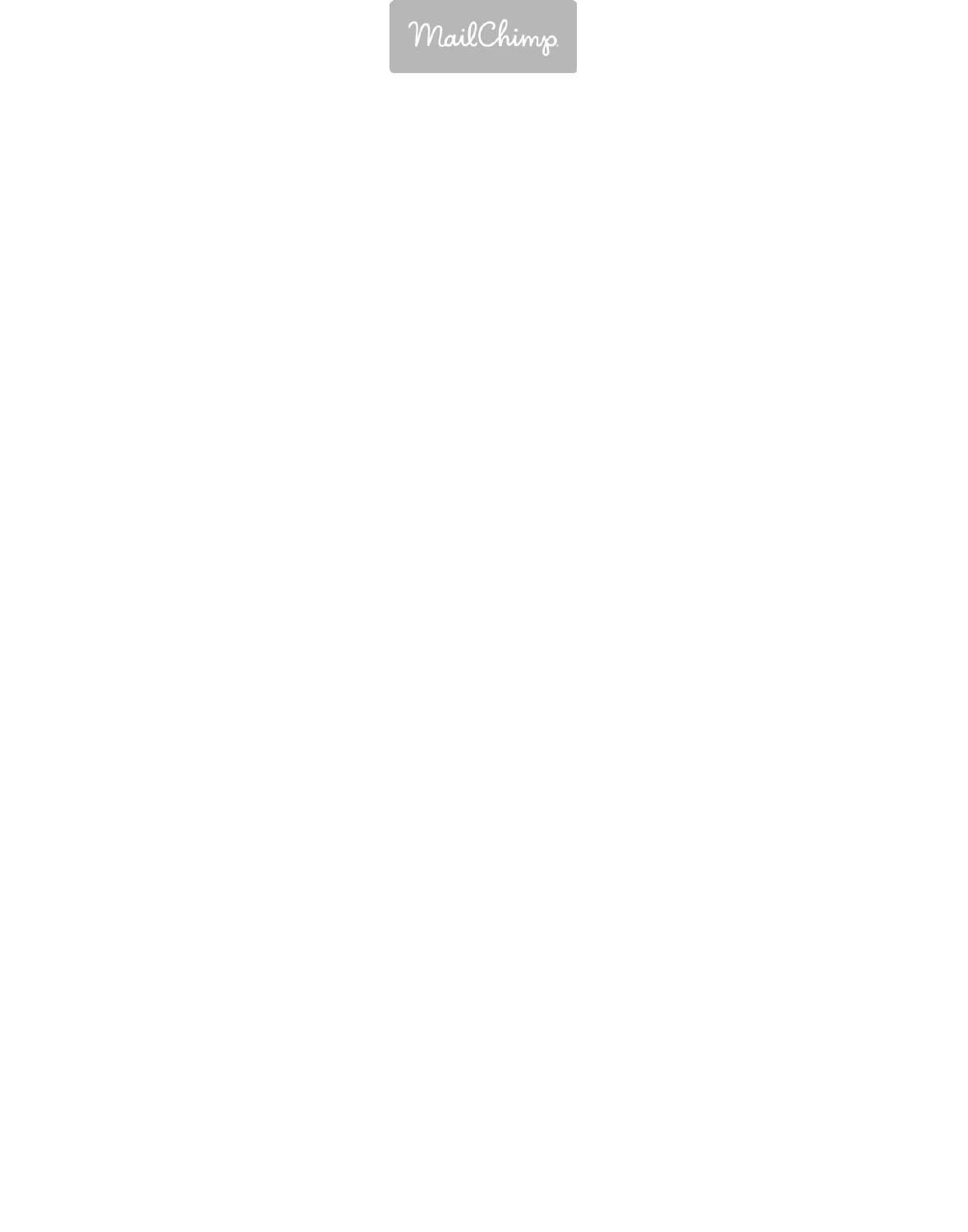MailChimp.